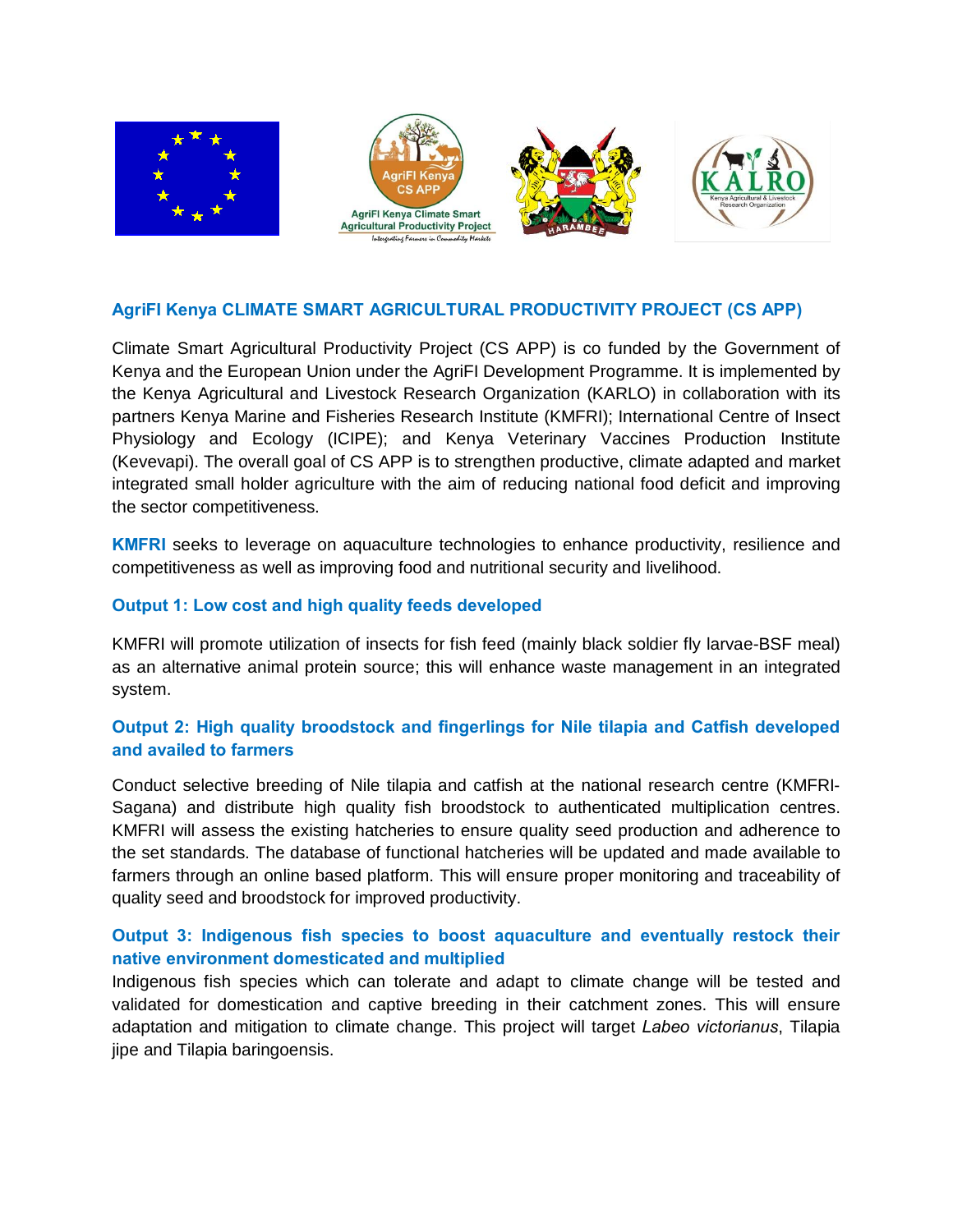## AgriFI Kenya CLIMATE SMART AGRICULTURAL PRODUCTIVITY PROJECT (CS APP)

Climate Smart Agricultural Productivity Project (CS APP) is co funded by the Government of Kenya and the European Union under the AgriFI Development Programme. It is implemented by the Kenya Agricultural and Livestock Research Organization (KARLO) in collaboration with its partners Kenya Marine and Fisheries Research Institute (KMFRI); International Centre of Insect Physiology and Ecology (ICIPE); and Kenya Veterinary Vaccines Production Institute (Kevevapi). The overall goal of CS APP is to strengthen productive, climate adapted and market integrated small holder agriculture with the aim of reducing national food deficit and improving the sector competitiveness.

**KMFRI** seeks to leverage on aquaculture technologies to enhance productivity, resilience and competitiveness as well as improving food and nutritional security and livelihood.

### Output 1: Low cost and high quality feeds developed

KMFRI will promote utilization of insects for fish feed (mainly black soldier fly larvae-BSF meal) as an alternative animal protein source; this will enhance waste management in an integrated system.

### Output 2: High quality broodstock and fingerlings for Nile tilapia and Catfish developed and availed to farmers

Conduct selective breeding of Nile tilapia and catfish at the national research centre (KMFRI-Sagana) and distribute high quality fish broodstock to authenticated multiplication centres. KMFRI will assess the existing hatcheries to ensure quality seed production and adherence to the set standards. The database of functional hatcheries will be updated and made available to farmers through an online based platform. This will ensure proper monitoring and traceability of quality seed and broodstock for improved productivity.

### Output 3: Indigenous fish species to boost aquaculture and eventually restock their native environment domesticated and multiplied

Indigenous fish species which can tolerate and adapt to climate change will be tested and validated for domestication and captive breeding in their catchment zones. This will ensure adaptation and mitigation to climate change. This project will target *Labeo victorianus*, Tilapia jipe and Tilapia baringoensis.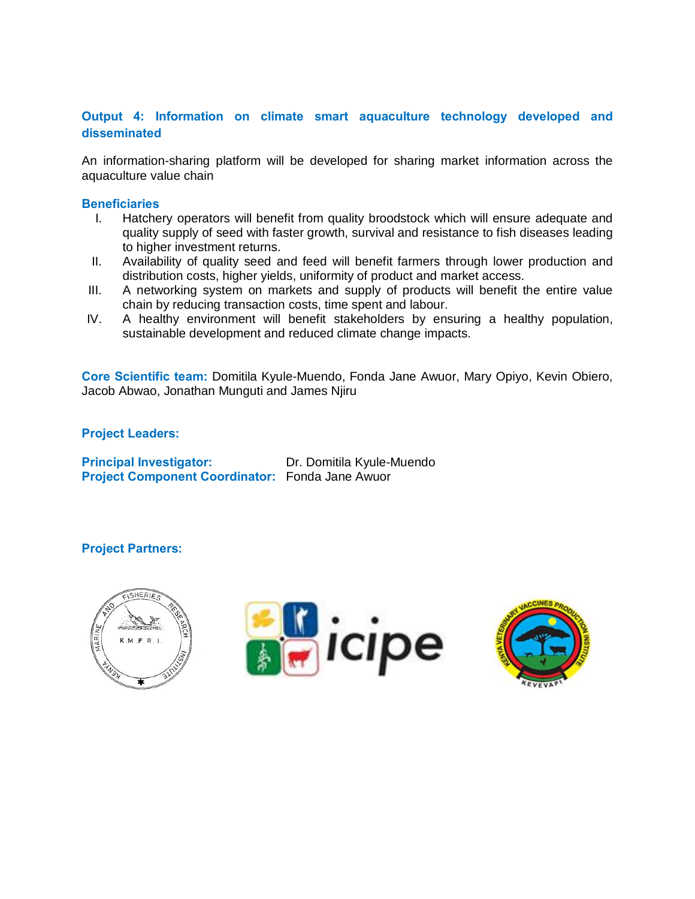### Output 4: Information on climate smart aquaculture technology developed and disseminated

An information-sharing platform will be developed for sharing market information across the aquaculture value chain

### Beneficiaries

I. Hatchery operators will benefit from quality broodstock which will ensure adequate and quality supply of seed with faster growth, survival and resistance to fish diseases leading to higher investment returns.

II. Availability of quality seed and feed will benefit farmers through lower production and distribution costs, higher yields, uniformity of product and market access.

III. A networking system on markets and supply of products will benefit the entire value chain by reducing transaction costs, time spent and labour.

IV. A healthy environment will benefit stakeholders by ensuring a healthy population, sustainable development and reduced climate change impacts.

**Core Scientific team:** Domitila Kyule-Muendo, Fonda Jane Awuor, Mary Opiyo, Kevin Obiero, Jacob Abwao, Jonathan Munguti and James Njiru

### Project Leaders:

**Principal Investigator:** Dr. Domitila Kyule-Muendo
**Project Component Coordinator:** Fonda Jane Awuor

### Project Partners: